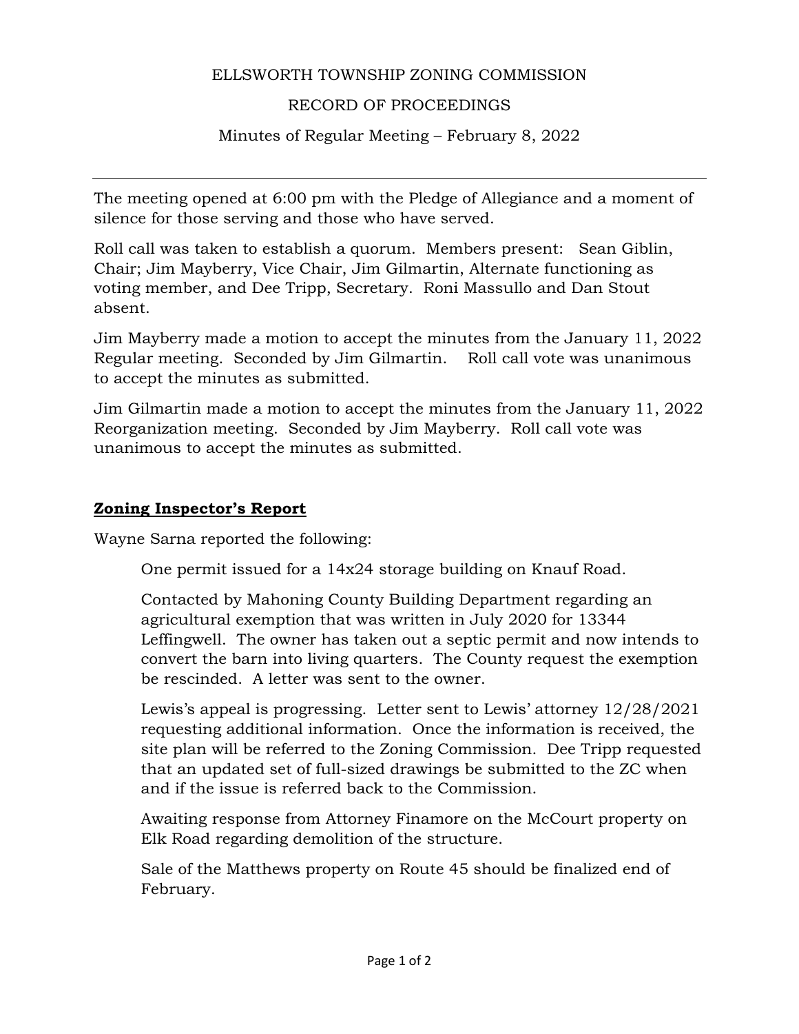ELLSWORTH TOWNSHIP ZONING COMMISSION

RECORD OF PROCEEDINGS

Minutes of Regular Meeting – February 8, 2022

---

The meeting opened at 6:00 pm with the Pledge of Allegiance and a moment of silence for those serving and those who have served.

Roll call was taken to establish a quorum. Members present: Sean Giblin, Chair; Jim Mayberry, Vice Chair, Jim Gilmartin, Alternate functioning as voting member, and Dee Tripp, Secretary. Roni Massullo and Dan Stout absent.

Jim Mayberry made a motion to accept the minutes from the January 11, 2022 Regular meeting. Seconded by Jim Gilmartin. Roll call vote was unanimous to accept the minutes as submitted.

Jim Gilmartin made a motion to accept the minutes from the January 11, 2022 Reorganization meeting. Seconded by Jim Mayberry. Roll call vote was unanimous to accept the minutes as submitted.

**Zoning Inspector's Report**

Wayne Sarna reported the following:

> One permit issued for a 14x24 storage building on Knauf Road.
>
> Contacted by Mahoning County Building Department regarding an agricultural exemption that was written in July 2020 for 13344 Leffingwell. The owner has taken out a septic permit and now intends to convert the barn into living quarters. The County request the exemption be rescinded. A letter was sent to the owner.
>
> Lewis's appeal is progressing. Letter sent to Lewis' attorney 12/28/2021 requesting additional information. Once the information is received, the site plan will be referred to the Zoning Commission. Dee Tripp requested that an updated set of full-sized drawings be submitted to the ZC when and if the issue is referred back to the Commission.
>
> Awaiting response from Attorney Finamore on the McCourt property on Elk Road regarding demolition of the structure.
>
> Sale of the Matthews property on Route 45 should be finalized end of February.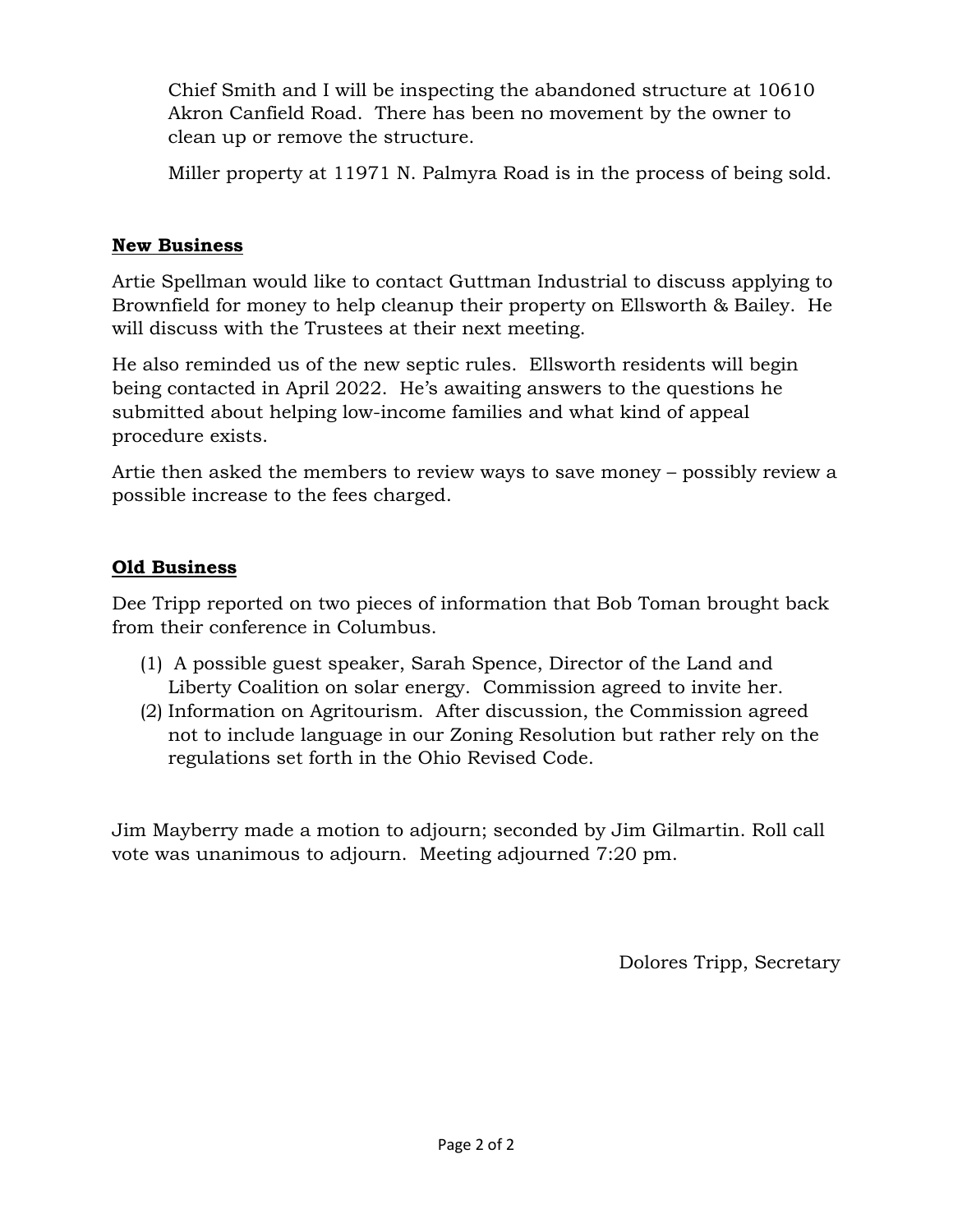Chief Smith and I will be inspecting the abandoned structure at 10610 Akron Canfield Road. There has been no movement by the owner to clean up or remove the structure.

Miller property at 11971 N. Palmyra Road is in the process of being sold.

## New Business

Artie Spellman would like to contact Guttman Industrial to discuss applying to Brownfield for money to help cleanup their property on Ellsworth & Bailey. He will discuss with the Trustees at their next meeting.

He also reminded us of the new septic rules. Ellsworth residents will begin being contacted in April 2022. He's awaiting answers to the questions he submitted about helping low-income families and what kind of appeal procedure exists.

Artie then asked the members to review ways to save money – possibly review a possible increase to the fees charged.

## Old Business

Dee Tripp reported on two pieces of information that Bob Toman brought back from their conference in Columbus.

(1) A possible guest speaker, Sarah Spence, Director of the Land and Liberty Coalition on solar energy. Commission agreed to invite her.
(2) Information on Agritourism. After discussion, the Commission agreed not to include language in our Zoning Resolution but rather rely on the regulations set forth in the Ohio Revised Code.

Jim Mayberry made a motion to adjourn; seconded by Jim Gilmartin. Roll call vote was unanimous to adjourn. Meeting adjourned 7:20 pm.

Dolores Tripp, Secretary